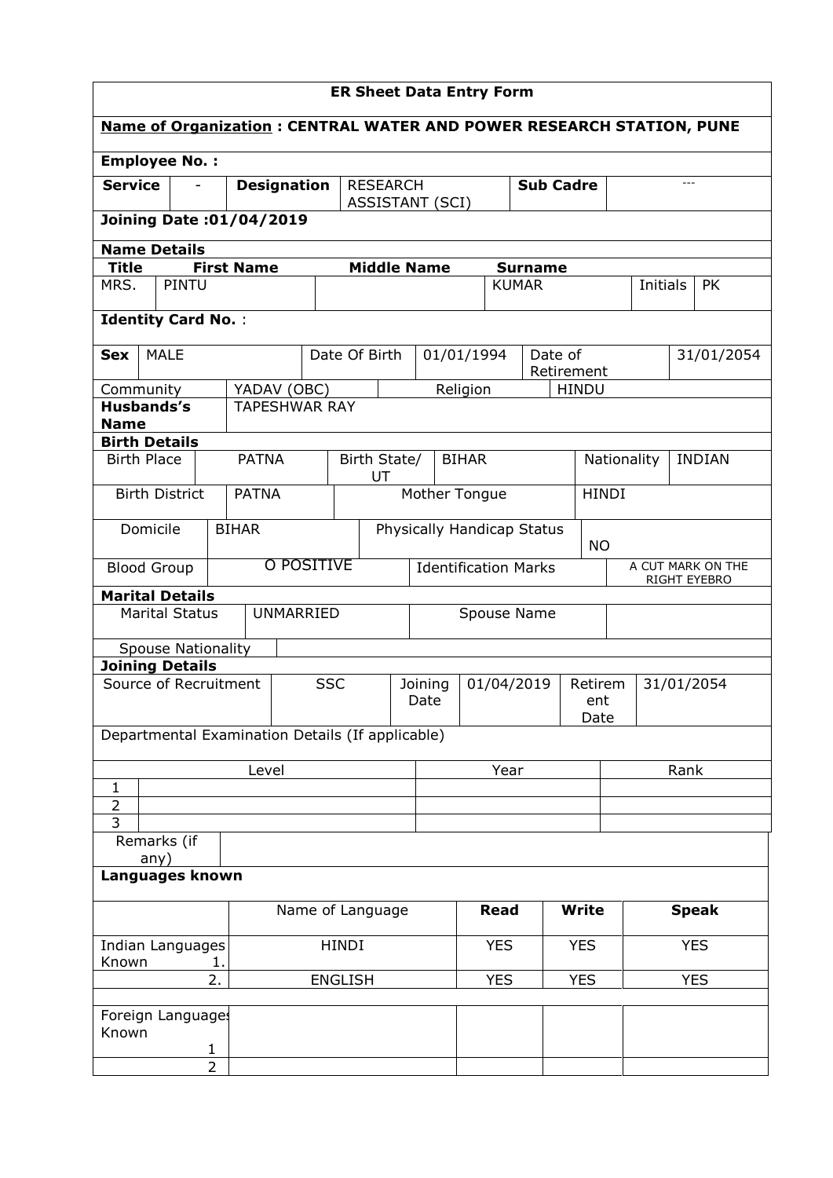# ER Sheet Data Entry Form

**Name of Organization : CENTRAL WATER AND POWER RESEARCH STATION, PUNE**

**Employee No. :**

| **Service** | - | **Designation** | RESEARCH ASSISTANT (SCI) | **Sub Cadre** | --- |
|---|---|---|---|---|---|

**Joining Date :01/04/2019**

**Name Details**

| **Title** | **First Name** | **Middle Name** | **Surname** | | |
|---|---|---|---|---|---|
| MRS. | PINTU | | KUMAR | Initials | PK |

**Identity Card No.** :

| **Sex** | MALE | Date Of Birth | 01/01/1994 | Date of Retirement | 31/01/2054 |
|---|---|---|---|---|---|
| Community | YADAV (OBC) | Religion | HINDU | | |
| **Husbands's Name** | TAPESHWAR RAY | | | | |

**Birth Details**

| Birth Place | PATNA | Birth State/ UT | BIHAR | Nationality | INDIAN |
|---|---|---|---|---|---|
| Birth District | PATNA | Mother Tongue | HINDI | | |
| Domicile | BIHAR | Physically Handicap Status | NO | | |
| Blood Group | O POSITIVE | Identification Marks | A CUT MARK ON THE RIGHT EYEBRO | | |

**Marital Details**

| Marital Status | UNMARRIED | Spouse Name | |
|---|---|---|---|
| Spouse Nationality | | | |

**Joining Details**

| Source of Recruitment | SSC | Joining Date | 01/04/2019 | Retirement Date | 31/01/2054 |
|---|---|---|---|---|---|

Departmental Examination Details (If applicable)

| | Level | Year | Rank |
|---|---|---|---|
| 1 | | | |
| 2 | | | |
| 3 | | | |

| Remarks (if any) | |
|---|---|

**Languages known**

| | Name of Language | **Read** | **Write** | **Speak** |
|---|---|---|---|---|
| Indian Languages Known 1. | HINDI | YES | YES | YES |
| 2. | ENGLISH | YES | YES | YES |
| | | | | |
| Foreign Languages Known 1 | | | | |
| 2 | | | | |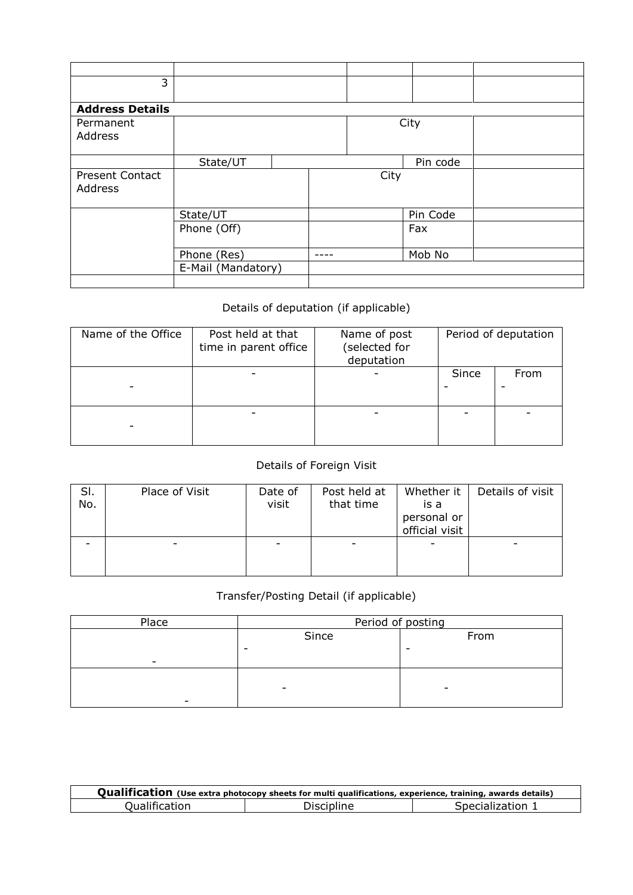| | | | | |
|---|---|---|---|---|
| 3 | | | | |
| **Address Details** | | | | |
| Permanent Address | | | City | |
| | State/UT | | Pin code | |
| Present Contact Address | | City | | |
| | State/UT | | Pin Code | |
| | Phone (Off) | | Fax | |
| | Phone (Res) | ---- | Mob No | |
| | E-Mail (Mandatory) | | | |
| | | | | |

Details of deputation (if applicable)

| Name of the Office | Post held at that time in parent office | Name of post (selected for deputation) | Period of deputation | |
|---|---|---|---|---|
| - | - | - | Since<br>- | From<br>- |
| - | - | - | - | - |

Details of Foreign Visit

| Sl. No. | Place of Visit | Date of visit | Post held at that time | Whether it is a personal or official visit | Details of visit |
|---|---|---|---|---|---|
| - | - | - | - | - | - |

Transfer/Posting Detail (if applicable)

| Place | Period of posting | |
|---|---|---|
| | Since | From |
| - | - | - |
| - | - | - |

| **Qualification** (Use extra photocopy sheets for multi qualifications, experience, training, awards details) | | |
|---|---|---|
| Qualification | Discipline | Specialization 1 |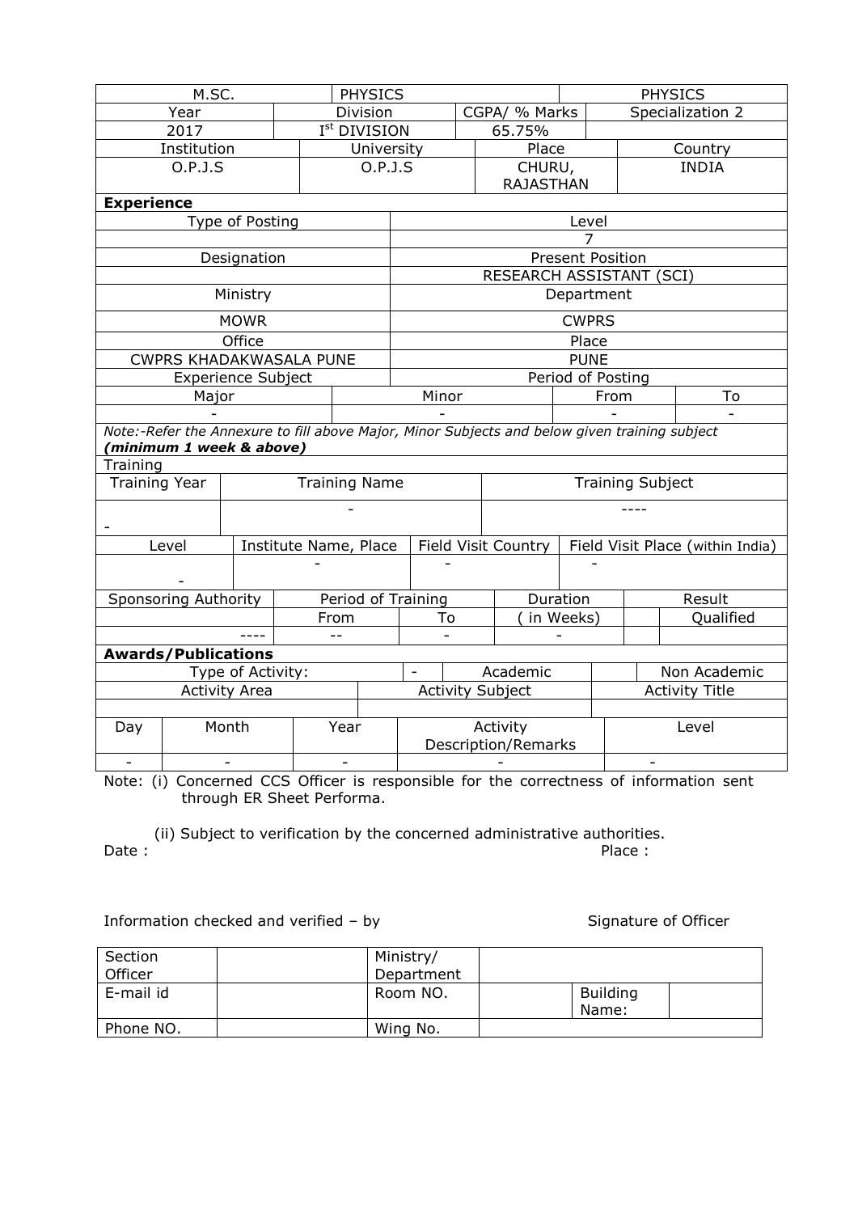| M.SC. | | PHYSICS | | PHYSICS | |
|---|---|---|---|---|---|
| Year | Division | | CGPA/ % Marks | Specialization 2 | |
| 2017 | $I^{st}$ DIVISION | | 65.75% | | |
| Institution | University | | Place | Country | |
| O.P.J.S | O.P.J.S | | CHURU, RAJASTHAN | INDIA | |

**Experience**

| Type of Posting | Level |
|---|---|
| | 7 |
| Designation | Present Position |
| | RESEARCH ASSISTANT (SCI) |
| Ministry | Department |
| MOWR | CWPRS |
| Office | Place |
| CWPRS KHADAKWASALA PUNE | PUNE |
| Experience Subject | Period of Posting |

| Major | Minor | From | To |
|---|---|---|---|
| - | - | - | - |

*Note:-Refer the Annexure to fill above Major, Minor Subjects and below given training subject* ***(minimum 1 week & above)***

Training

| Training Year | Training Name | Training Subject |
|---|---|---|
| - | - | ---- |

| Level | Institute Name, Place | Field Visit Country | Field Visit Place (within India) |
|---|---|---|---|
| - | - | - | - |

| Sponsoring Authority | Period of Training | | Duration | Result | |
|---|---|---|---|---|---|
| | From | To | ( in Weeks) | | Qualified |
| ---- | -- | - | - | | |

**Awards/Publications**

| Type of Activity: | - | Academic | | Non Academic |
|---|---|---|---|---|
| Activity Area | Activity Subject | | Activity Title | |
| | | | | |

| Day | Month | Year | Activity Description/Remarks | Level |
|---|---|---|---|---|
| - | - | - | - | - |

Note: (i) Concerned CCS Officer is responsible for the correctness of information sent through ER Sheet Performa.

(ii) Subject to verification by the concerned administrative authorities.

Date : Place :

Information checked and verified – by Signature of Officer

| | | | | | |
|---|---|---|---|---|---|
| Section Officer | | Ministry/ Department | | | |
| E-mail id | | Room NO. | | Building Name: | |
| Phone NO. | | Wing No. | | | |